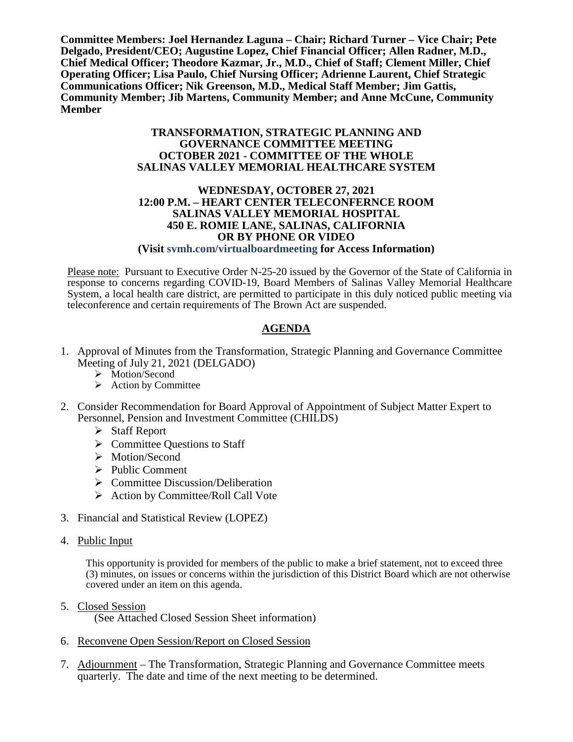**Committee Members: Joel Hernandez Laguna – Chair; Richard Turner – Vice Chair; Pete Delgado, President/CEO; Augustine Lopez, Chief Financial Officer; Allen Radner, M.D., Chief Medical Officer; Theodore Kazmar, Jr., M.D., Chief of Staff; Clement Miller, Chief Operating Officer; Lisa Paulo, Chief Nursing Officer; Adrienne Laurent, Chief Strategic Communications Officer; Nik Greenson, M.D., Medical Staff Member; Jim Gattis, Community Member; Jib Martens, Community Member; and Anne McCune, Community Member**

**TRANSFORMATION, STRATEGIC PLANNING AND GOVERNANCE COMMITTEE MEETING**
**OCTOBER 2021 - COMMITTEE OF THE WHOLE**
**SALINAS VALLEY MEMORIAL HEALTHCARE SYSTEM**

**WEDNESDAY, OCTOBER 27, 2021**
**12:00 P.M. – HEART CENTER TELECONFERNCE ROOM**
**SALINAS VALLEY MEMORIAL HOSPITAL**
**450 E. ROMIE LANE, SALINAS, CALIFORNIA**
**OR BY PHONE OR VIDEO**
**(Visit svmh.com/virtualboardmeeting for Access Information)**

Please note: Pursuant to Executive Order N-25-20 issued by the Governor of the State of California in response to concerns regarding COVID-19, Board Members of Salinas Valley Memorial Healthcare System, a local health care district, are permitted to participate in this duly noticed public meeting via teleconference and certain requirements of The Brown Act are suspended.

## AGENDA

1. Approval of Minutes from the Transformation, Strategic Planning and Governance Committee Meeting of July 21, 2021 (DELGADO)
   - Motion/Second
   - Action by Committee

2. Consider Recommendation for Board Approval of Appointment of Subject Matter Expert to Personnel, Pension and Investment Committee (CHILDS)
   - Staff Report
   - Committee Questions to Staff
   - Motion/Second
   - Public Comment
   - Committee Discussion/Deliberation
   - Action by Committee/Roll Call Vote

3. Financial and Statistical Review (LOPEZ)

4. Public Input

   This opportunity is provided for members of the public to make a brief statement, not to exceed three (3) minutes, on issues or concerns within the jurisdiction of this District Board which are not otherwise covered under an item on this agenda.

5. Closed Session
   (See Attached Closed Session Sheet information)

6. Reconvene Open Session/Report on Closed Session

7. Adjournment – The Transformation, Strategic Planning and Governance Committee meets quarterly. The date and time of the next meeting to be determined.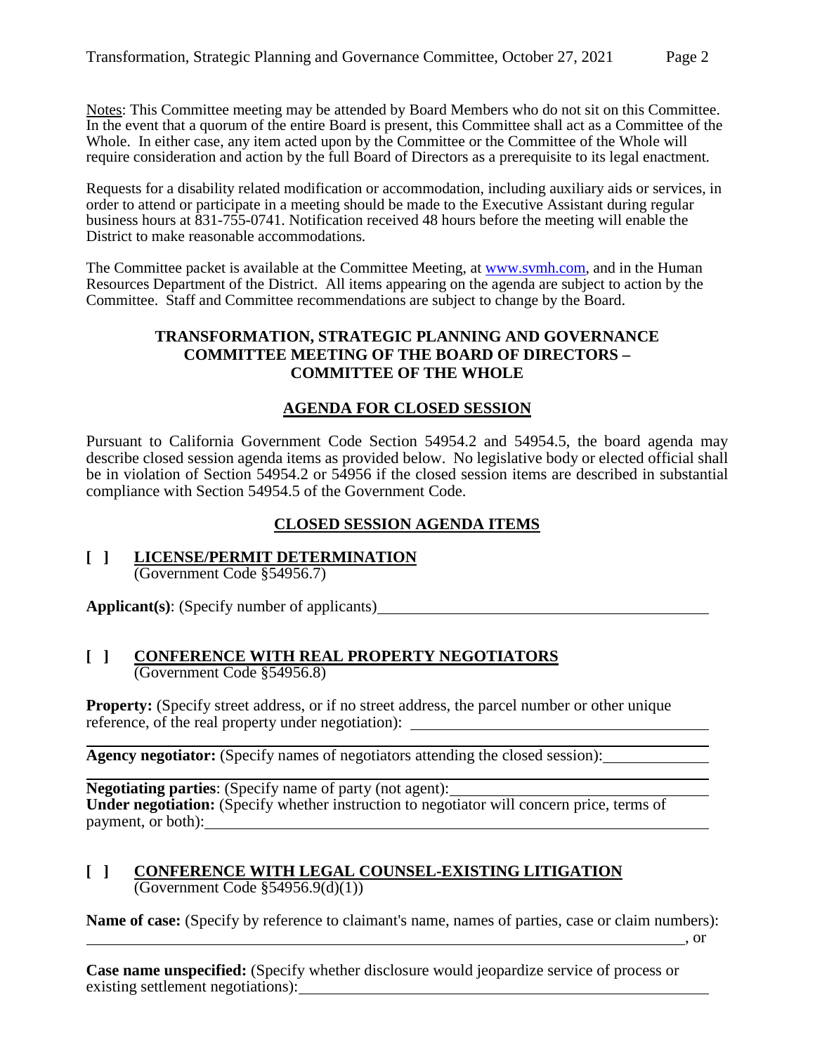Notes: This Committee meeting may be attended by Board Members who do not sit on this Committee. In the event that a quorum of the entire Board is present, this Committee shall act as a Committee of the Whole. In either case, any item acted upon by the Committee or the Committee of the Whole will require consideration and action by the full Board of Directors as a prerequisite to its legal enactment.

Requests for a disability related modification or accommodation, including auxiliary aids or services, in order to attend or participate in a meeting should be made to the Executive Assistant during regular business hours at 831-755-0741. Notification received 48 hours before the meeting will enable the District to make reasonable accommodations.

The Committee packet is available at the Committee Meeting, at www.svmh.com, and in the Human Resources Department of the District. All items appearing on the agenda are subject to action by the Committee. Staff and Committee recommendations are subject to change by the Board.

## TRANSFORMATION, STRATEGIC PLANNING AND GOVERNANCE COMMITTEE MEETING OF THE BOARD OF DIRECTORS – COMMITTEE OF THE WHOLE

## AGENDA FOR CLOSED SESSION

Pursuant to California Government Code Section 54954.2 and 54954.5, the board agenda may describe closed session agenda items as provided below. No legislative body or elected official shall be in violation of Section 54954.2 or 54956 if the closed session items are described in substantial compliance with Section 54954.5 of the Government Code.

## CLOSED SESSION AGENDA ITEMS

**[ ] LICENSE/PERMIT DETERMINATION**
(Government Code §54956.7)

**Applicant(s)**: (Specify number of applicants)\_\_\_\_\_\_\_\_\_\_\_\_\_\_\_\_\_\_\_\_\_\_\_\_

**[ ] CONFERENCE WITH REAL PROPERTY NEGOTIATORS**
(Government Code §54956.8)

**Property:** (Specify street address, or if no street address, the parcel number or other unique reference, of the real property under negotiation): \_\_\_\_\_\_\_\_\_\_\_\_\_\_\_\_\_\_\_\_\_\_\_\_

**Agency negotiator:** (Specify names of negotiators attending the closed session):\_\_\_\_\_\_\_\_\_\_

**Negotiating parties**: (Specify name of party (not agent):\_\_\_\_\_\_\_\_\_\_\_\_\_\_\_\_\_\_\_\_
**Under negotiation:** (Specify whether instruction to negotiator will concern price, terms of payment, or both):\_\_\_\_\_\_\_\_\_\_\_\_\_\_\_\_\_\_\_\_\_\_\_\_

**[ ] CONFERENCE WITH LEGAL COUNSEL-EXISTING LITIGATION**
(Government Code §54956.9(d)(1))

**Name of case:** (Specify by reference to claimant's name, names of parties, case or claim numbers):
\_\_\_\_\_\_\_\_\_\_\_\_\_\_\_\_\_\_\_\_\_\_\_\_, or

**Case name unspecified:** (Specify whether disclosure would jeopardize service of process or existing settlement negotiations):\_\_\_\_\_\_\_\_\_\_\_\_\_\_\_\_\_\_\_\_\_\_\_\_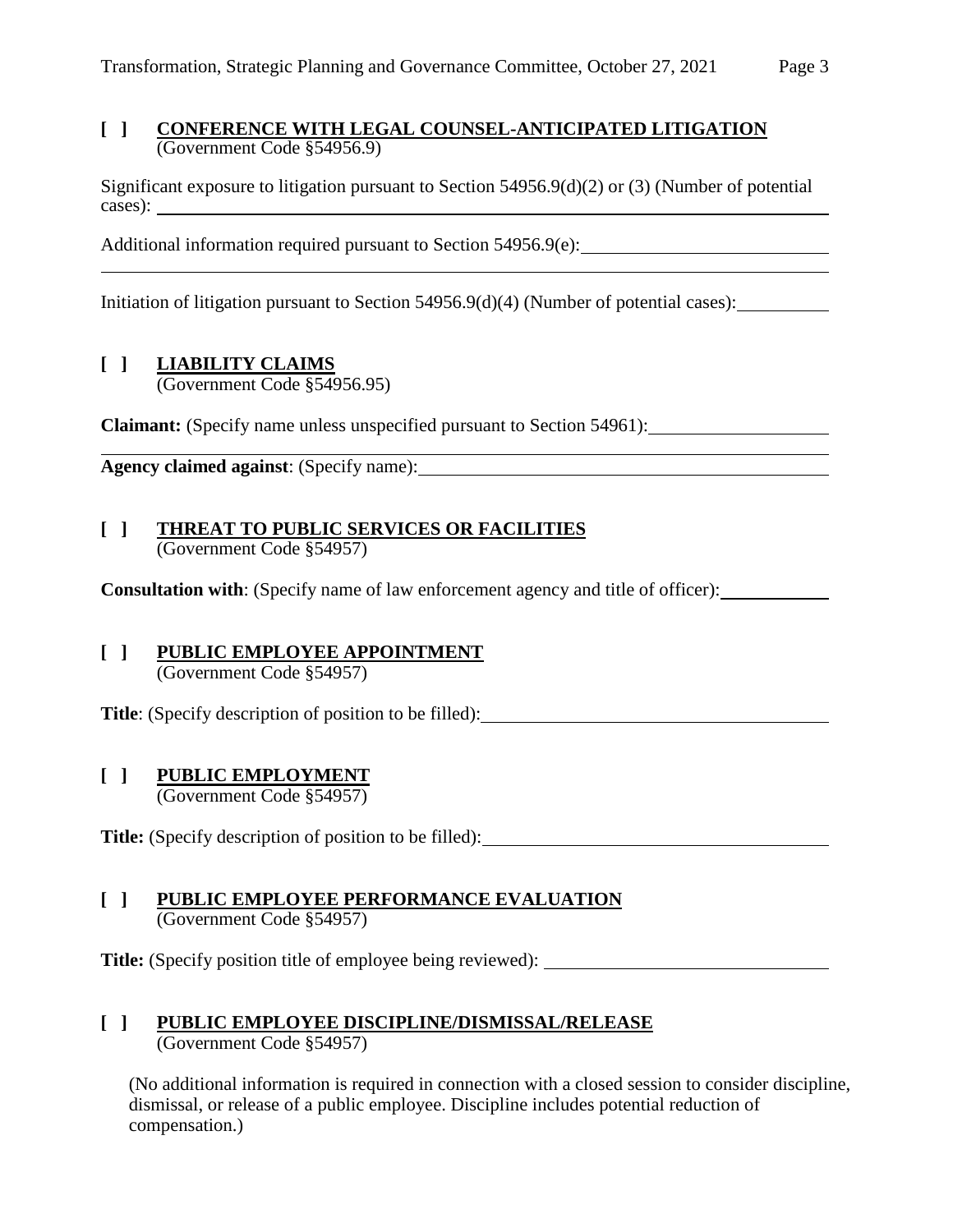**[ ] <u>CONFERENCE WITH LEGAL COUNSEL-ANTICIPATED LITIGATION</u>**
(Government Code §54956.9)

Significant exposure to litigation pursuant to Section 54956.9(d)(2) or (3) (Number of potential cases): ______________________________

Additional information required pursuant to Section 54956.9(e): ______________________________

Initiation of litigation pursuant to Section 54956.9(d)(4) (Number of potential cases): __________

**[ ] <u>LIABILITY CLAIMS</u>**
(Government Code §54956.95)

**Claimant:** (Specify name unless unspecified pursuant to Section 54961): ______________________________

**Agency claimed against**: (Specify name): ______________________________

**[ ] <u>THREAT TO PUBLIC SERVICES OR FACILITIES</u>**
(Government Code §54957)

**Consultation with**: (Specify name of law enforcement agency and title of officer): __________

**[ ] <u>PUBLIC EMPLOYEE APPOINTMENT</u>**
(Government Code §54957)

**Title**: (Specify description of position to be filled): ______________________________

**[ ] <u>PUBLIC EMPLOYMENT</u>**
(Government Code §54957)

**Title:** (Specify description of position to be filled): ______________________________

**[ ] <u>PUBLIC EMPLOYEE PERFORMANCE EVALUATION</u>**
(Government Code §54957)

**Title:** (Specify position title of employee being reviewed): ______________________________

**[ ] <u>PUBLIC EMPLOYEE DISCIPLINE/DISMISSAL/RELEASE</u>**
(Government Code §54957)

(No additional information is required in connection with a closed session to consider discipline, dismissal, or release of a public employee. Discipline includes potential reduction of compensation.)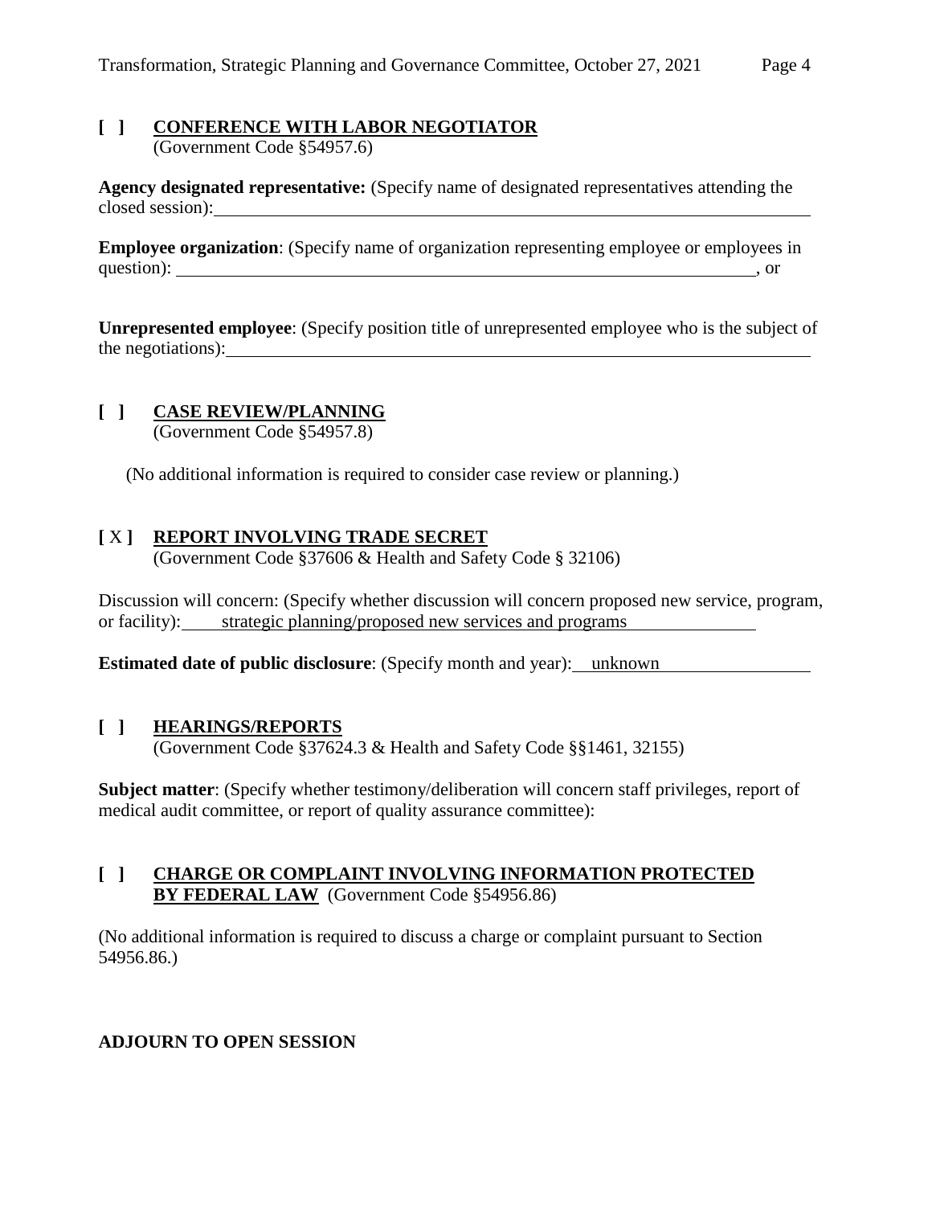**[ ] CONFERENCE WITH LABOR NEGOTIATOR**
(Government Code §54957.6)

**Agency designated representative:** (Specify name of designated representatives attending the closed session): ______________________________________________

**Employee organization**: (Specify name of organization representing employee or employees in question): ______________________________________________, or

**Unrepresented employee**: (Specify position title of unrepresented employee who is the subject of the negotiations): ______________________________________________

**[ ] CASE REVIEW/PLANNING**
(Government Code §54957.8)

(No additional information is required to consider case review or planning.)

**[ X ] REPORT INVOLVING TRADE SECRET**
(Government Code §37606 & Health and Safety Code § 32106)

Discussion will concern: (Specify whether discussion will concern proposed new service, program, or facility): strategic planning/proposed new services and programs

**Estimated date of public disclosure**: (Specify month and year): unknown

**[ ] HEARINGS/REPORTS**
(Government Code §37624.3 & Health and Safety Code §§1461, 32155)

**Subject matter**: (Specify whether testimony/deliberation will concern staff privileges, report of medical audit committee, or report of quality assurance committee):

**[ ] CHARGE OR COMPLAINT INVOLVING INFORMATION PROTECTED BY FEDERAL LAW** (Government Code §54956.86)

(No additional information is required to discuss a charge or complaint pursuant to Section 54956.86.)

**ADJOURN TO OPEN SESSION**